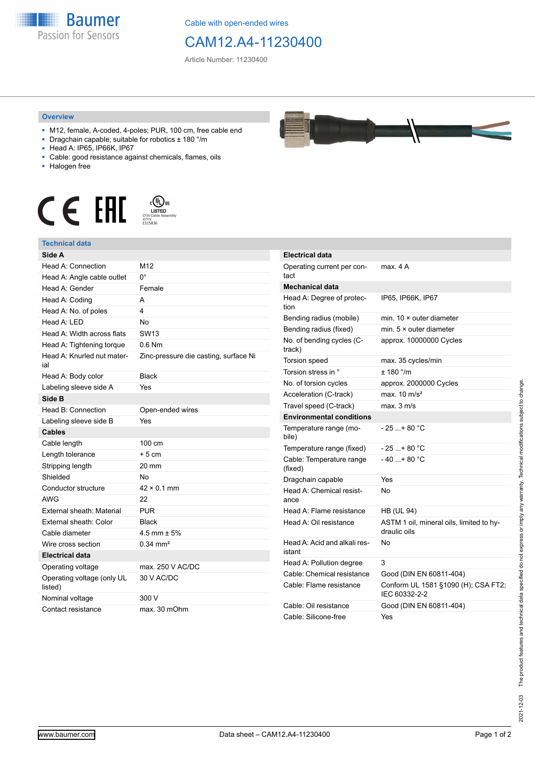Cable with open-ended wires

# CAM12.A4-11230400

Article Number: 11230400

## Overview

- M12, female, A-coded, 4-poles; PUR, 100 cm, free cable end
- Dragchain capable; suitable for robotics ± 180 °/m
- Head A: IP65, IP66K, IP67
- Cable: good resistance against chemicals, flames, oils
- Halogen free

## Technical data

| **Side A** | |
|---|---|
| Head A: Connection | M12 |
| Head A: Angle cable outlet | 0° |
| Head A: Gender | Female |
| Head A: Coding | A |
| Head A: No. of poles | 4 |
| Head A: LED | No |
| Head A: Width across flats | SW13 |
| Head A: Tightening torque | 0.6 Nm |
| Head A: Knurled nut material | Zinc-pressure die casting, surface Ni |
| Head A: Body color | Black |
| Labeling sleeve side A | Yes |
| **Side B** | |
| Head B: Connection | Open-ended wires |
| Labeling sleeve side B | Yes |
| **Cables** | |
| Cable length | 100 cm |
| Length tolerance | + 5 cm |
| Stripping length | 20 mm |
| Shielded | No |
| Conductor structure | 42 × 0.1 mm |
| AWG | 22 |
| External sheath: Material | PUR |
| External sheath: Color | Black |
| Cable diameter | 4.5 mm ± 5% |
| Wire cross section | 0.34 mm² |
| **Electrical data** | |
| Operating voltage | max. 250 V AC/DC |
| Operating voltage (only UL listed) | 30 V AC/DC |
| Nominal voltage | 300 V |
| Contact resistance | max. 30 mOhm |

| **Electrical data** | |
|---|---|
| Operating current per contact | max. 4 A |
| **Mechanical data** | |
| Head A: Degree of protection | IP65, IP66K, IP67 |
| Bending radius (mobile) | min. 10 × outer diameter |
| Bending radius (fixed) | min. 5 × outer diameter |
| No. of bending cycles (C-track) | approx. 10000000 Cycles |
| Torsion speed | max. 35 cycles/min |
| Torsion stress in ° | ± 180 °/m |
| No. of torsion cycles | approx. 2000000 Cycles |
| Acceleration (C-track) | max. 10 m/s² |
| Travel speed (C-track) | max. 3 m/s |
| **Environmental conditions** | |
| Temperature range (mobile) | - 25 ...+ 80 °C |
| Temperature range (fixed) | - 25 ...+ 80 °C |
| Cable: Temperature range (fixed) | - 40 ...+ 80 °C |
| Dragchain capable | Yes |
| Head A: Chemical resistance | No |
| Head A: Flame resistance | HB (UL 94) |
| Head A: Oil resistance | ASTM 1 oil, mineral oils, limited to hydraulic oils |
| Head A: Acid and alkali resistant | No |
| Head A: Pollution degree | 3 |
| Cable: Chemical resistance | Good (DIN EN 60811-404) |
| Cable: Flame resistance | Conform UL 1581 §1090 (H); CSA FT2; IEC 60332-2-2 |
| Cable: Oil resistance | Good (DIN EN 60811-404) |
| Cable: Silicone-free | Yes |

2021-12-03 The product features and technical data specified do not express or imply any warranty. Technical modifications subject to change.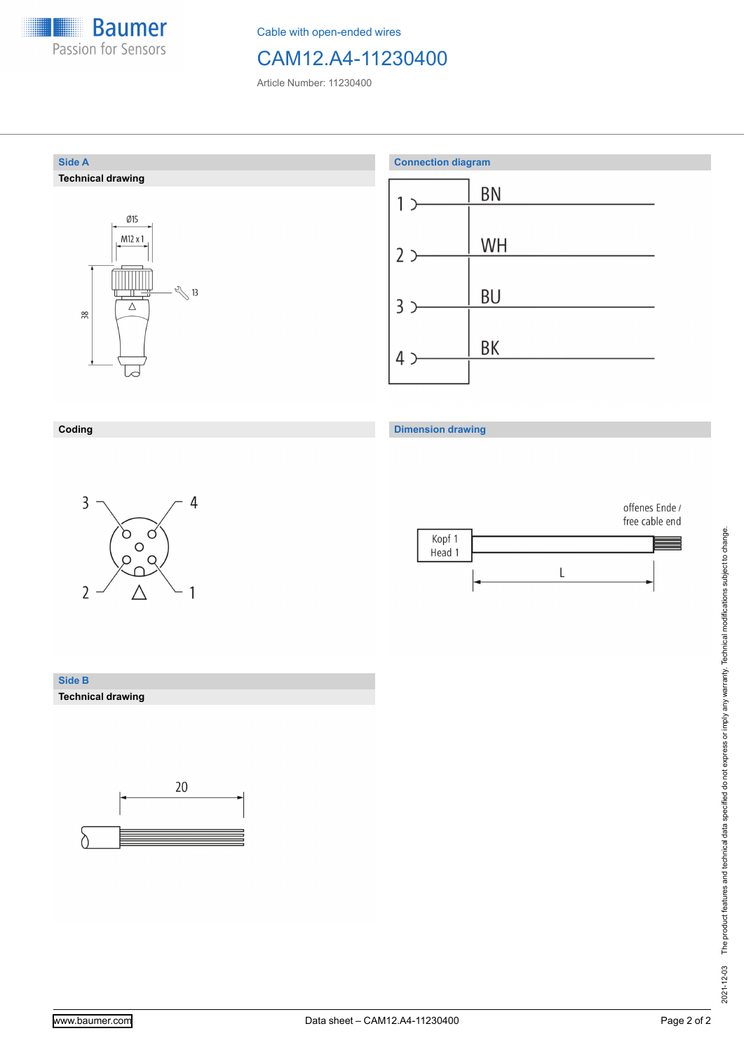Cable with open-ended wires

# CAM12.A4-11230400

Article Number: 11230400

## Side A

### Technical drawing

Ø15

M12 x 1

13

38

## Connection diagram

1 BN

2 WH

3 BU

4 BK

### Coding

3 4

2 1

## Dimension drawing

offenes Ende / free cable end

Kopf 1 Head 1

L

## Side B

### Technical drawing

20

The product features and technical data specified do not express or imply any warranty. Technical modifications subject to change.

2021-12-03

www.baumer.com

Data sheet – CAM12.A4-11230400